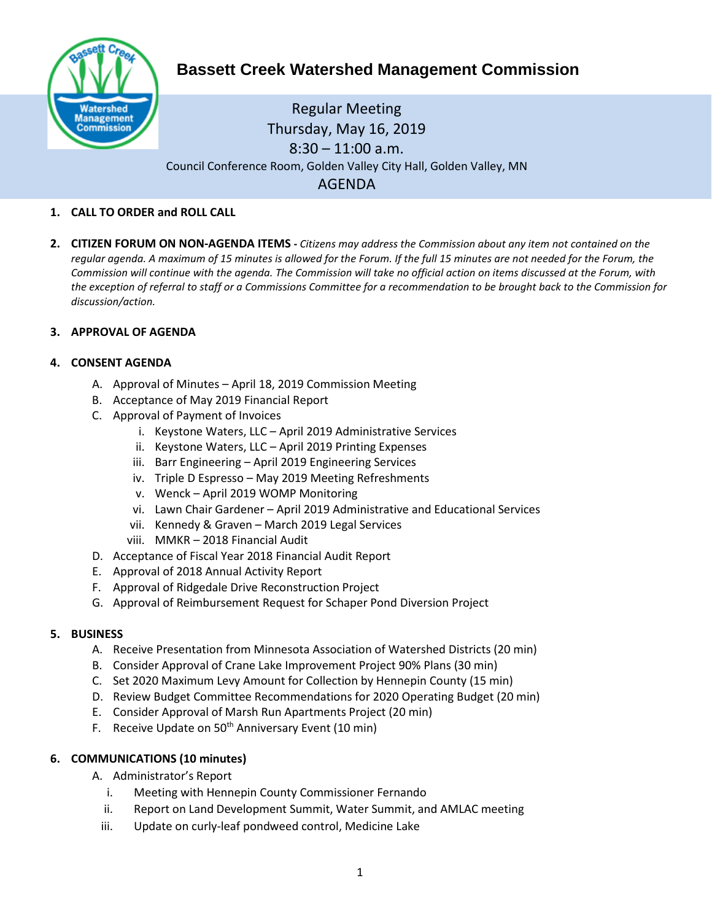# Bassett Creek Watershed Management Commission

Regular Meeting
Thursday, May 16, 2019
8:30 – 11:00 a.m.
Council Conference Room, Golden Valley City Hall, Golden Valley, MN

## AGENDA

1. **CALL TO ORDER and ROLL CALL**

2. **CITIZEN FORUM ON NON-AGENDA ITEMS -** *Citizens may address the Commission about any item not contained on the regular agenda. A maximum of 15 minutes is allowed for the Forum. If the full 15 minutes are not needed for the Forum, the Commission will continue with the agenda. The Commission will take no official action on items discussed at the Forum, with the exception of referral to staff or a Commissions Committee for a recommendation to be brought back to the Commission for discussion/action.*

3. **APPROVAL OF AGENDA**

4. **CONSENT AGENDA**
   - A. Approval of Minutes – April 18, 2019 Commission Meeting
   - B. Acceptance of May 2019 Financial Report
   - C. Approval of Payment of Invoices
     - i. Keystone Waters, LLC – April 2019 Administrative Services
     - ii. Keystone Waters, LLC – April 2019 Printing Expenses
     - iii. Barr Engineering – April 2019 Engineering Services
     - iv. Triple D Espresso – May 2019 Meeting Refreshments
     - v. Wenck – April 2019 WOMP Monitoring
     - vi. Lawn Chair Gardener – April 2019 Administrative and Educational Services
     - vii. Kennedy & Graven – March 2019 Legal Services
     - viii. MMKR – 2018 Financial Audit
   - D. Acceptance of Fiscal Year 2018 Financial Audit Report
   - E. Approval of 2018 Annual Activity Report
   - F. Approval of Ridgedale Drive Reconstruction Project
   - G. Approval of Reimbursement Request for Schaper Pond Diversion Project

5. **BUSINESS**
   - A. Receive Presentation from Minnesota Association of Watershed Districts (20 min)
   - B. Consider Approval of Crane Lake Improvement Project 90% Plans (30 min)
   - C. Set 2020 Maximum Levy Amount for Collection by Hennepin County (15 min)
   - D. Review Budget Committee Recommendations for 2020 Operating Budget (20 min)
   - E. Consider Approval of Marsh Run Apartments Project (20 min)
   - F. Receive Update on 50th Anniversary Event (10 min)

6. **COMMUNICATIONS (10 minutes)**
   - A. Administrator's Report
     - i. Meeting with Hennepin County Commissioner Fernando
     - ii. Report on Land Development Summit, Water Summit, and AMLAC meeting
     - iii. Update on curly-leaf pondweed control, Medicine Lake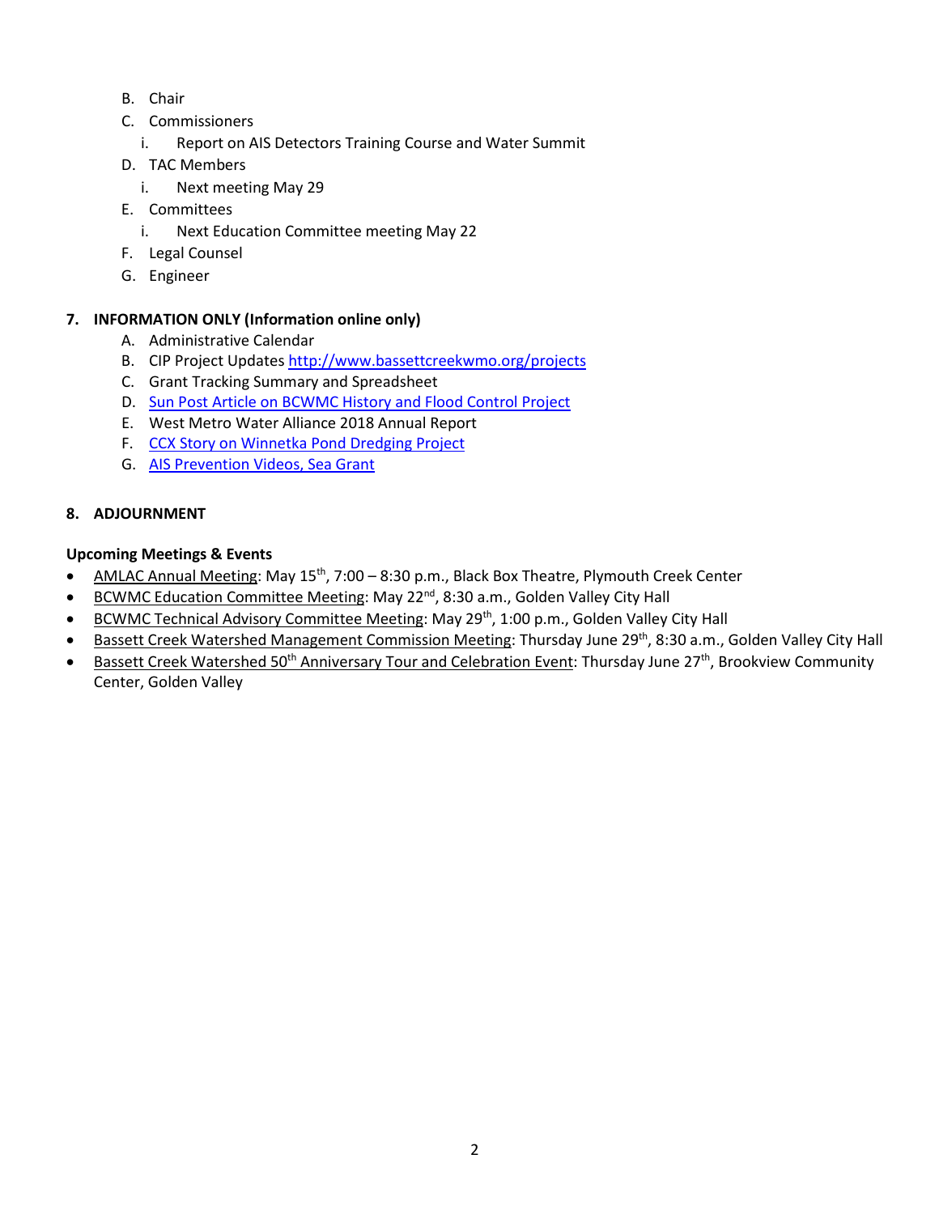B. Chair

C. Commissioners

   i. Report on AIS Detectors Training Course and Water Summit

D. TAC Members

   i. Next meeting May 29

E. Committees

   i. Next Education Committee meeting May 22

F. Legal Counsel

G. Engineer

**7. INFORMATION ONLY (Information online only)**

A. Administrative Calendar

B. CIP Project Updates http://www.bassettcreekwmo.org/projects

C. Grant Tracking Summary and Spreadsheet

D. Sun Post Article on BCWMC History and Flood Control Project

E. West Metro Water Alliance 2018 Annual Report

F. CCX Story on Winnetka Pond Dredging Project

G. AIS Prevention Videos, Sea Grant

**8. ADJOURNMENT**

**Upcoming Meetings & Events**

- AMLAC Annual Meeting: May 15th, 7:00 – 8:30 p.m., Black Box Theatre, Plymouth Creek Center
- BCWMC Education Committee Meeting: May 22nd, 8:30 a.m., Golden Valley City Hall
- BCWMC Technical Advisory Committee Meeting: May 29th, 1:00 p.m., Golden Valley City Hall
- Bassett Creek Watershed Management Commission Meeting: Thursday June 29th, 8:30 a.m., Golden Valley City Hall
- Bassett Creek Watershed 50th Anniversary Tour and Celebration Event: Thursday June 27th, Brookview Community Center, Golden Valley